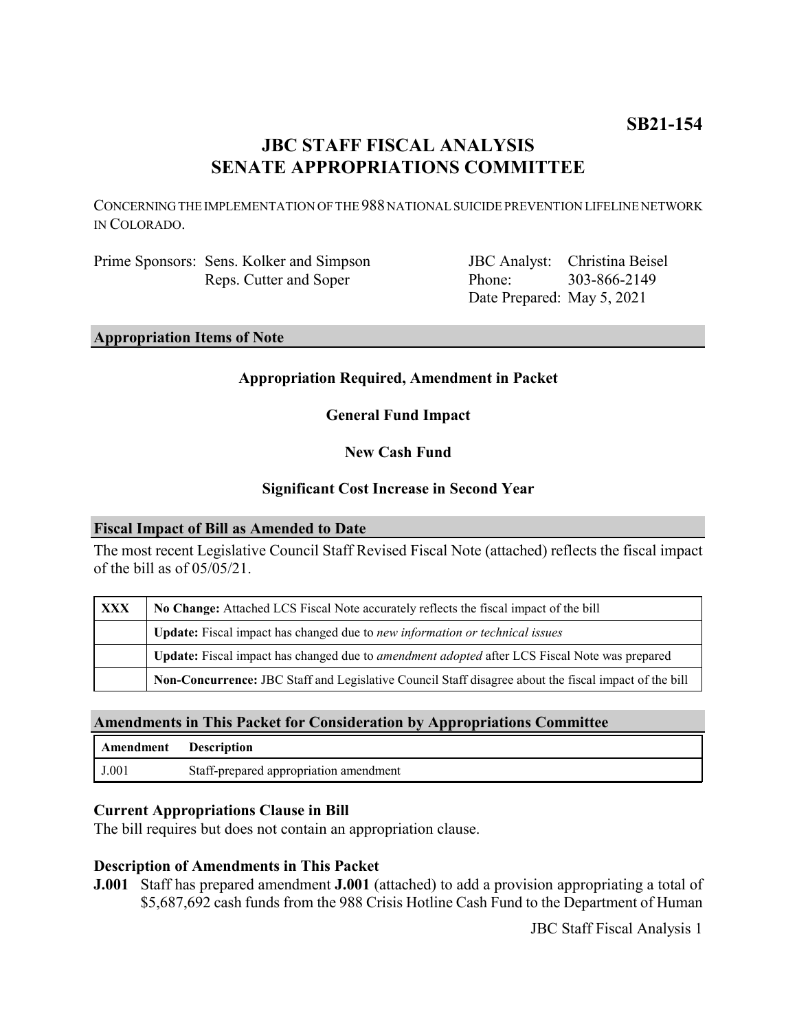**SB21-154**

# JBC STAFF FISCAL ANALYSIS
# SENATE APPROPRIATIONS COMMITTEE

CONCERNING THE IMPLEMENTATION OF THE 988 NATIONAL SUICIDE PREVENTION LIFELINE NETWORK IN COLORADO.

Prime Sponsors: Sens. Kolker and Simpson
Reps. Cutter and Soper

JBC Analyst: Christina Beisel
Phone: 303-866-2149
Date Prepared: May 5, 2021

## Appropriation Items of Note

**Appropriation Required, Amendment in Packet**

**General Fund Impact**

**New Cash Fund**

**Significant Cost Increase in Second Year**

## Fiscal Impact of Bill as Amended to Date

The most recent Legislative Council Staff Revised Fiscal Note (attached) reflects the fiscal impact of the bill as of 05/05/21.

| | |
|---|---|
| XXX | **No Change:** Attached LCS Fiscal Note accurately reflects the fiscal impact of the bill |
| | **Update:** Fiscal impact has changed due to *new information or technical issues* |
| | **Update:** Fiscal impact has changed due to *amendment adopted* after LCS Fiscal Note was prepared |
| | **Non-Concurrence:** JBC Staff and Legislative Council Staff disagree about the fiscal impact of the bill |

## Amendments in This Packet for Consideration by Appropriations Committee

| Amendment | Description |
|---|---|
| J.001 | Staff-prepared appropriation amendment |

### Current Appropriations Clause in Bill

The bill requires but does not contain an appropriation clause.

### Description of Amendments in This Packet

**J.001** Staff has prepared amendment **J.001** (attached) to add a provision appropriating a total of $5,687,692 cash funds from the 988 Crisis Hotline Cash Fund to the Department of Human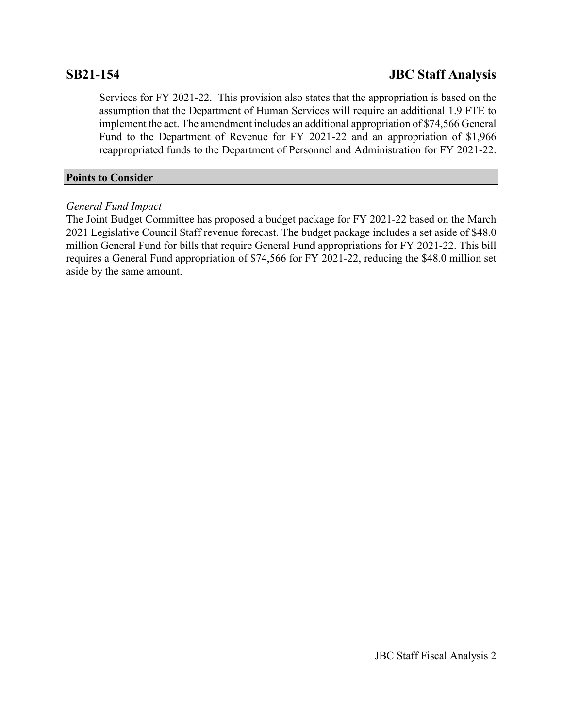Services for FY 2021-22. This provision also states that the appropriation is based on the assumption that the Department of Human Services will require an additional 1.9 FTE to implement the act. The amendment includes an additional appropriation of $74,566 General Fund to the Department of Revenue for FY 2021-22 and an appropriation of $1,966 reappropriated funds to the Department of Personnel and Administration for FY 2021-22.

## Points to Consider

*General Fund Impact*

The Joint Budget Committee has proposed a budget package for FY 2021-22 based on the March 2021 Legislative Council Staff revenue forecast. The budget package includes a set aside of $48.0 million General Fund for bills that require General Fund appropriations for FY 2021-22. This bill requires a General Fund appropriation of $74,566 for FY 2021-22, reducing the $48.0 million set aside by the same amount.